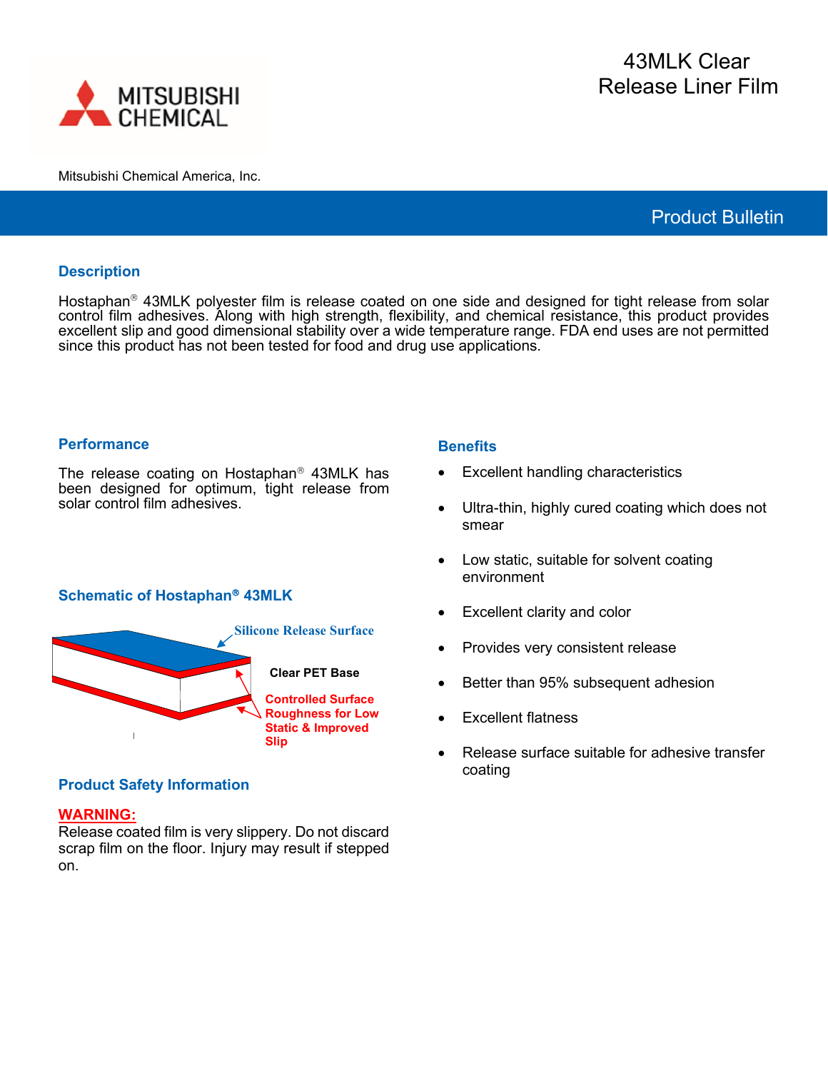MITSUBISHI CHEMICAL

Mitsubishi Chemical America, Inc.

# 43MLK Clear Release Liner Film

Product Bulletin

## Description

Hostaphan® 43MLK polyester film is release coated on one side and designed for tight release from solar control film adhesives. Along with high strength, flexibility, and chemical resistance, this product provides excellent slip and good dimensional stability over a wide temperature range. FDA end uses are not permitted since this product has not been tested for food and drug use applications.

## Performance

The release coating on Hostaphan® 43MLK has been designed for optimum, tight release from solar control film adhesives.

## Schematic of Hostaphan® 43MLK

Silicone Release Surface

Clear PET Base

Controlled Surface Roughness for Low Static & Improved Slip

## Product Safety Information

**WARNING:**
Release coated film is very slippery. Do not discard scrap film on the floor. Injury may result if stepped on.

## Benefits

- Excellent handling characteristics
- Ultra-thin, highly cured coating which does not smear
- Low static, suitable for solvent coating environment
- Excellent clarity and color
- Provides very consistent release
- Better than 95% subsequent adhesion
- Excellent flatness
- Release surface suitable for adhesive transfer coating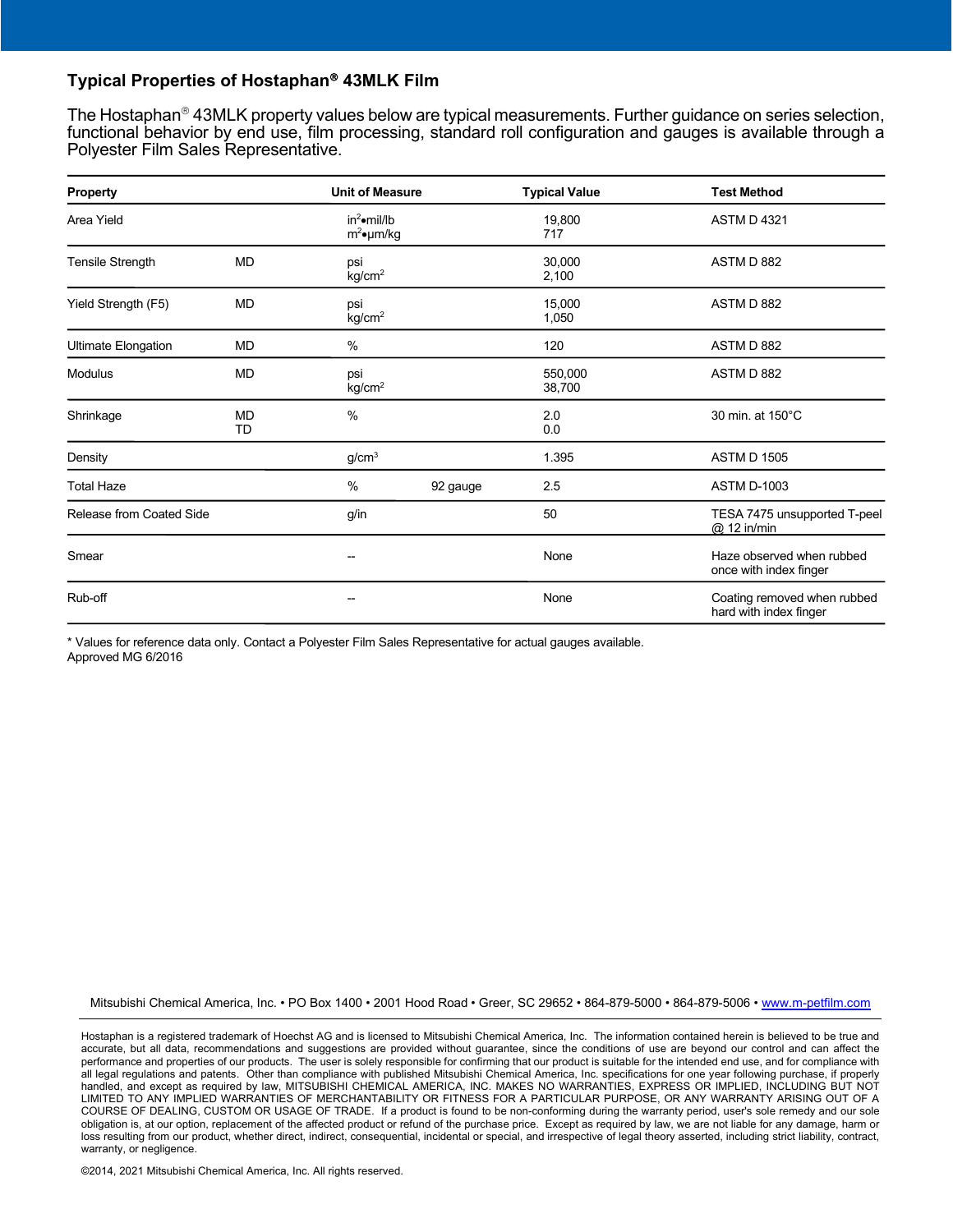### Typical Properties of Hostaphan® 43MLK Film

The Hostaphan® 43MLK property values below are typical measurements. Further guidance on series selection, functional behavior by end use, film processing, standard roll configuration and gauges is available through a Polyester Film Sales Representative.

| Property | | Unit of Measure | | Typical Value | Test Method |
|---|---|---|---|---|---|
| Area Yield | | $in^2$•mil/lb<br>$m^2$•μm/kg | | 19,800<br>717 | ASTM D 4321 |
| Tensile Strength | MD | psi<br>$kg/cm^2$ | | 30,000<br>2,100 | ASTM D 882 |
| Yield Strength (F5) | MD | psi<br>$kg/cm^2$ | | 15,000<br>1,050 | ASTM D 882 |
| Ultimate Elongation | MD | % | | 120 | ASTM D 882 |
| Modulus | MD | psi<br>$kg/cm^2$ | | 550,000<br>38,700 | ASTM D 882 |
| Shrinkage | MD<br>TD | % | | 2.0<br>0.0 | 30 min. at 150°C |
| Density | | $g/cm^3$ | | 1.395 | ASTM D 1505 |
| Total Haze | | % | 92 gauge | 2.5 | ASTM D-1003 |
| Release from Coated Side | | g/in | | 50 | TESA 7475 unsupported T-peel @ 12 in/min |
| Smear | | -- | | None | Haze observed when rubbed once with index finger |
| Rub-off | | -- | | None | Coating removed when rubbed hard with index finger |

* Values for reference data only. Contact a Polyester Film Sales Representative for actual gauges available.
Approved MG 6/2016

Mitsubishi Chemical America, Inc. • PO Box 1400 • 2001 Hood Road • Greer, SC 29652 • 864-879-5000 • 864-879-5006 • www.m-petfilm.com

Hostaphan is a registered trademark of Hoechst AG and is licensed to Mitsubishi Chemical America, Inc. The information contained herein is believed to be true and accurate, but all data, recommendations and suggestions are provided without guarantee, since the conditions of use are beyond our control and can affect the performance and properties of our products. The user is solely responsible for confirming that our product is suitable for the intended end use, and for compliance with all legal regulations and patents. Other than compliance with published Mitsubishi Chemical America, Inc. specifications for one year following purchase, if properly handled, and except as required by law, MITSUBISHI CHEMICAL AMERICA, INC. MAKES NO WARRANTIES, EXPRESS OR IMPLIED, INCLUDING BUT NOT LIMITED TO ANY IMPLIED WARRANTIES OF MERCHANTABILITY OR FITNESS FOR A PARTICULAR PURPOSE, OR ANY WARRANTY ARISING OUT OF A COURSE OF DEALING, CUSTOM OR USAGE OF TRADE. If a product is found to be non-conforming during the warranty period, user's sole remedy and our sole obligation is, at our option, replacement of the affected product or refund of the purchase price. Except as required by law, we are not liable for any damage, harm or loss resulting from our product, whether direct, indirect, consequential, incidental or special, and irrespective of legal theory asserted, including strict liability, contract, warranty, or negligence.

©2014, 2021 Mitsubishi Chemical America, Inc. All rights reserved.